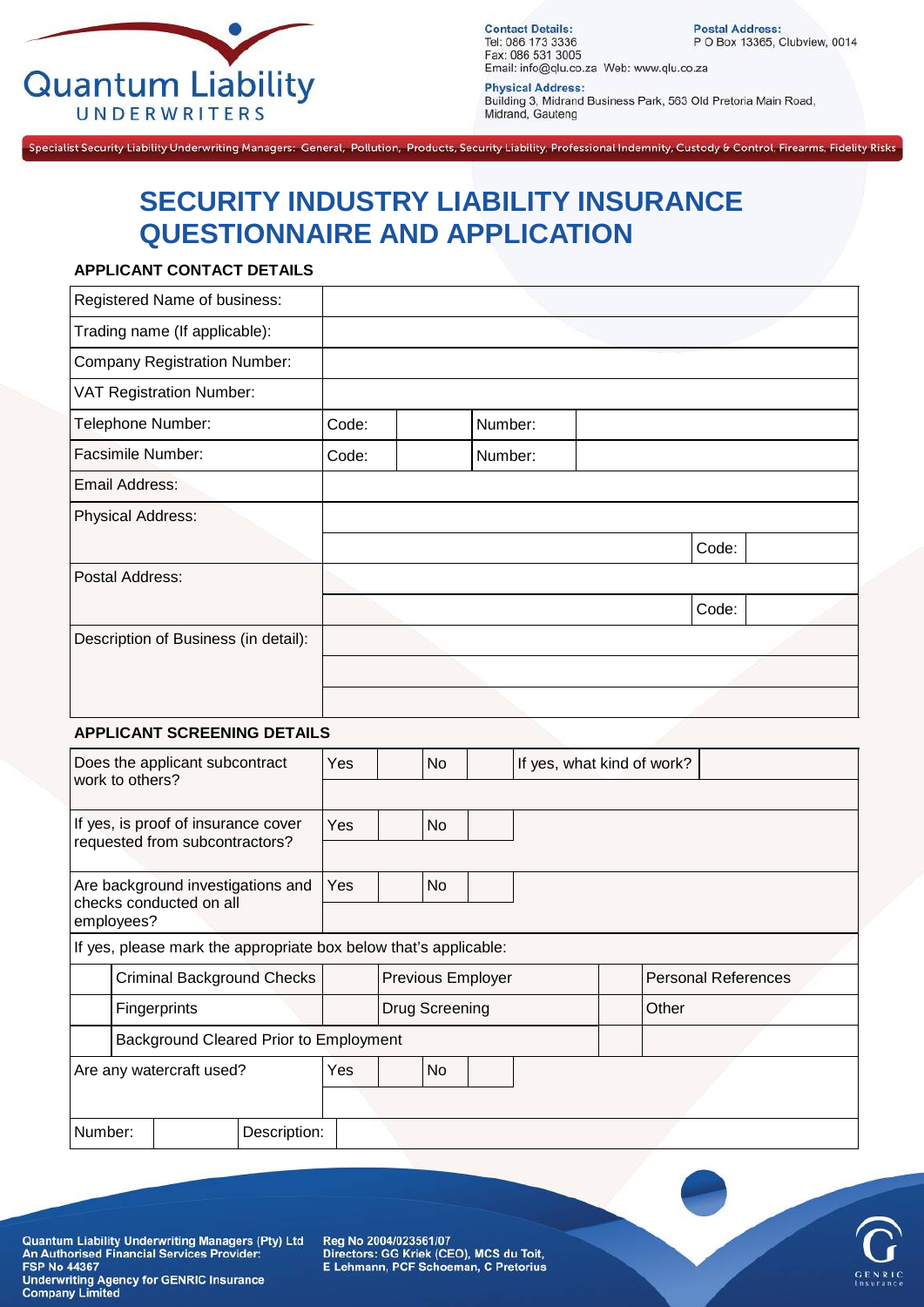Quantum Liability UNDERWRITERS

**Contact Details:**
Tel: 086 173 3336
Fax: 086 531 3005
Email: info@qlu.co.za Web: www.qlu.co.za

**Postal Address:**
P O Box 13365, Clubview, 0014

**Physical Address:**
Building 3, Midrand Business Park, 563 Old Pretoria Main Road, Midrand, Gauteng

Specialist Security Liability Underwriting Managers: General, Pollution, Products, Security Liability, Professional Indemnity, Custody & Control, Firearms, Fidelity Risks

# SECURITY INDUSTRY LIABILITY INSURANCE QUESTIONNAIRE AND APPLICATION

### APPLICANT CONTACT DETAILS

| | | | | | |
|---|---|---|---|---|---|
| Registered Name of business: | | | | | |
| Trading name (If applicable): | | | | | |
| Company Registration Number: | | | | | |
| VAT Registration Number: | | | | | |
| Telephone Number: | Code: | | Number: | | |
| Facsimile Number: | Code: | | Number: | | |
| Email Address: | | | | | |
| Physical Address: | | | | | |
| | | | | Code: | |
| Postal Address: | | | | | |
| | | | | Code: | |
| Description of Business (in detail): | | | | | |
| | | | | | |
| | | | | | |

### APPLICANT SCREENING DETAILS

| | | | | | | |
|---|---|---|---|---|---|---|
| Does the applicant subcontract work to others? | Yes | | No | | If yes, what kind of work? | |
| | | | | | | |
| If yes, is proof of insurance cover requested from subcontractors? | Yes | | No | | | |
| | | | | | | |
| Are background investigations and checks conducted on all employees? | Yes | | No | | | |
| | | | | | | |

If yes, please mark the appropriate box below that's applicable:

| | | | | | |
|---|---|---|---|---|---|
| | Criminal Background Checks | | Previous Employer | | Personal References |
| | Fingerprints | | Drug Screening | | Other |
| | Background Cleared Prior to Employment | | | | |

| | | | | |
|---|---|---|---|---|
| Are any watercraft used? | Yes | | No | |
| | | | | |

| | | | |
|---|---|---|---|
| Number: | | Description: | |

Quantum Liability Underwriting Managers (Pty) Ltd
An Authorised Financial Services Provider:
FSP No 44367
Underwriting Agency for GENRIC Insurance Company Limited

Reg No 2004/023561/07
Directors: GG Kriek (CEO), MCS du Toit, E Lehmann, PCF Schoeman, C Pretorius

GENRIC Insurance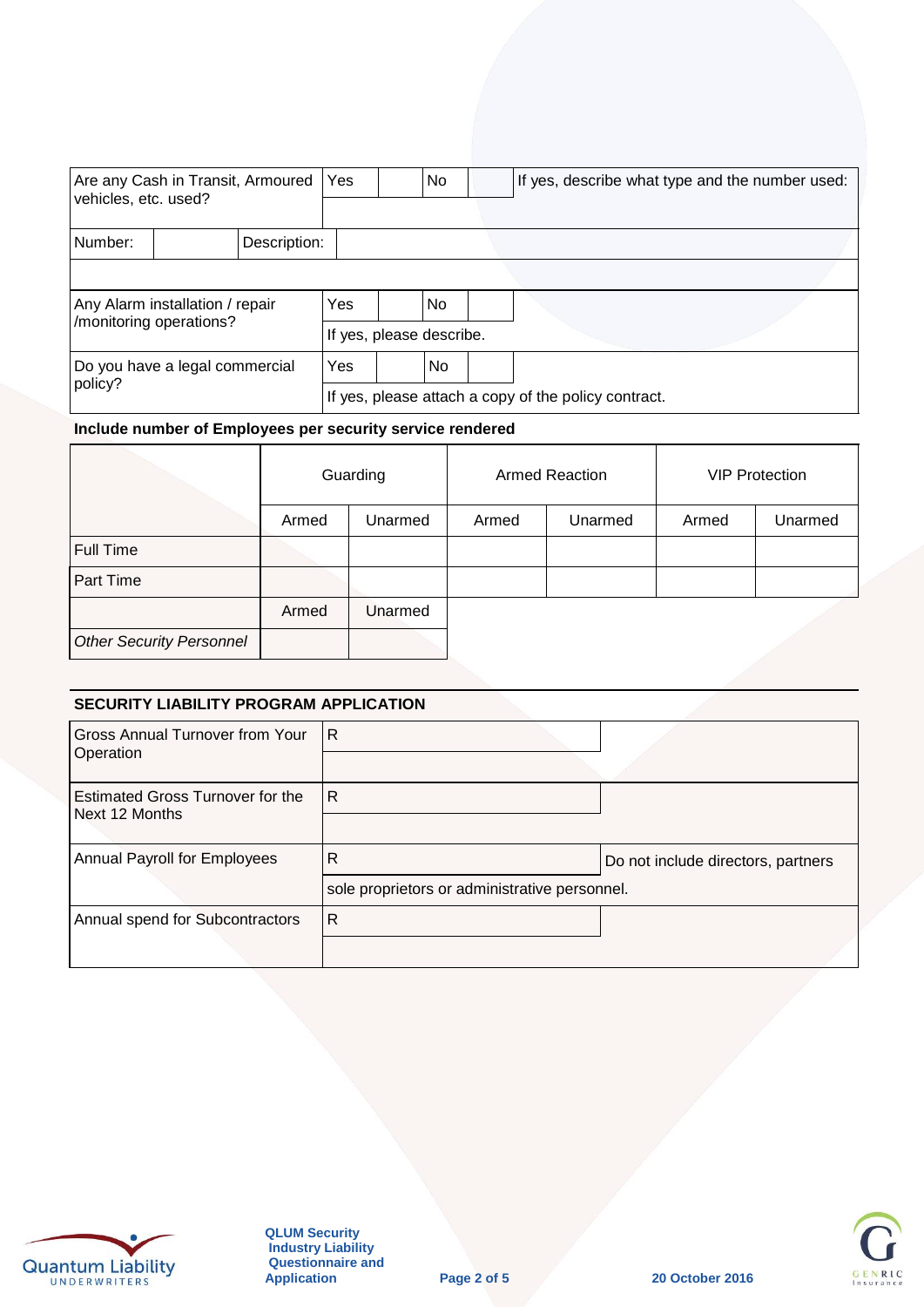| Are any Cash in Transit, Armoured vehicles, etc. used? | Yes | | No | | If yes, describe what type and the number used: |
|---|---|---|---|---|---|
| Number: | | Description: | | | |
| | | | | | |
| Any Alarm installation / repair /monitoring operations? | Yes | | No | | |
| | If yes, please describe. | | | | |
| Do you have a legal commercial policy? | Yes | | No | | |
| | If yes, please attach a copy of the policy contract. | | | | |

**Include number of Employees per security service rendered**

| | Guarding | | Armed Reaction | | VIP Protection | |
|---|---|---|---|---|---|---|
| | Armed | Unarmed | Armed | Unarmed | Armed | Unarmed |
| Full Time | | | | | | |
| Part Time | | | | | | |
| | Armed | Unarmed | | | | |
| *Other Security Personnel* | | | | | | |

## SECURITY LIABILITY PROGRAM APPLICATION

| | | |
|---|---|---|
| Gross Annual Turnover from Your Operation | R | |
| Estimated Gross Turnover for the Next 12 Months | R | |
| Annual Payroll for Employees | R | Do not include directors, partners sole proprietors or administrative personnel. |
| Annual spend for Subcontractors | R | |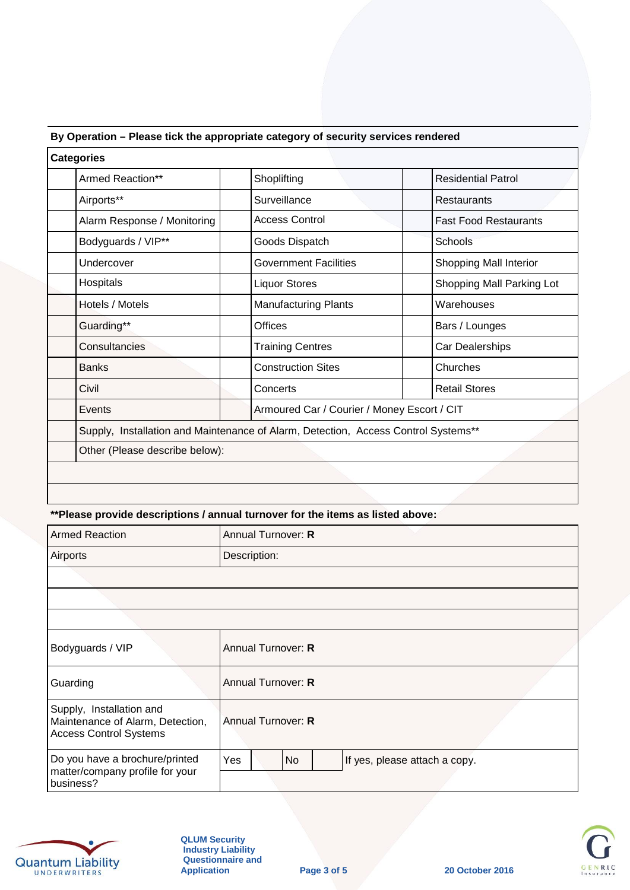**By Operation – Please tick the appropriate category of security services rendered**

| Categories | | | | | |
|---|---|---|---|---|---|
| | Armed Reaction** | | Shoplifting | | Residential Patrol |
| | Airports** | | Surveillance | | Restaurants |
| | Alarm Response / Monitoring | | Access Control | | Fast Food Restaurants |
| | Bodyguards / VIP** | | Goods Dispatch | | Schools |
| | Undercover | | Government Facilities | | Shopping Mall Interior |
| | Hospitals | | Liquor Stores | | Shopping Mall Parking Lot |
| | Hotels / Motels | | Manufacturing Plants | | Warehouses |
| | Guarding** | | Offices | | Bars / Lounges |
| | Consultancies | | Training Centres | | Car Dealerships |
| | Banks | | Construction Sites | | Churches |
| | Civil | | Concerts | | Retail Stores |
| | Events | | Armoured Car / Courier / Money Escort / CIT | | |
| | Supply, Installation and Maintenance of Alarm, Detection, Access Control Systems** | | | | |
| | Other (Please describe below): | | | | |
| | | | | | |
| | | | | | |

**\*\*Please provide descriptions / annual turnover for the items as listed above:**

| | |
|---|---|
| Armed Reaction | Annual Turnover: **R** |
| Airports | Description: |
| | |
| | |
| | |
| Bodyguards / VIP | Annual Turnover: **R** |
| Guarding | Annual Turnover: **R** |
| Supply, Installation and Maintenance of Alarm, Detection, Access Control Systems | Annual Turnover: **R** |
| Do you have a brochure/printed matter/company profile for your business? | Yes [ ] No [ ] If yes, please attach a copy. |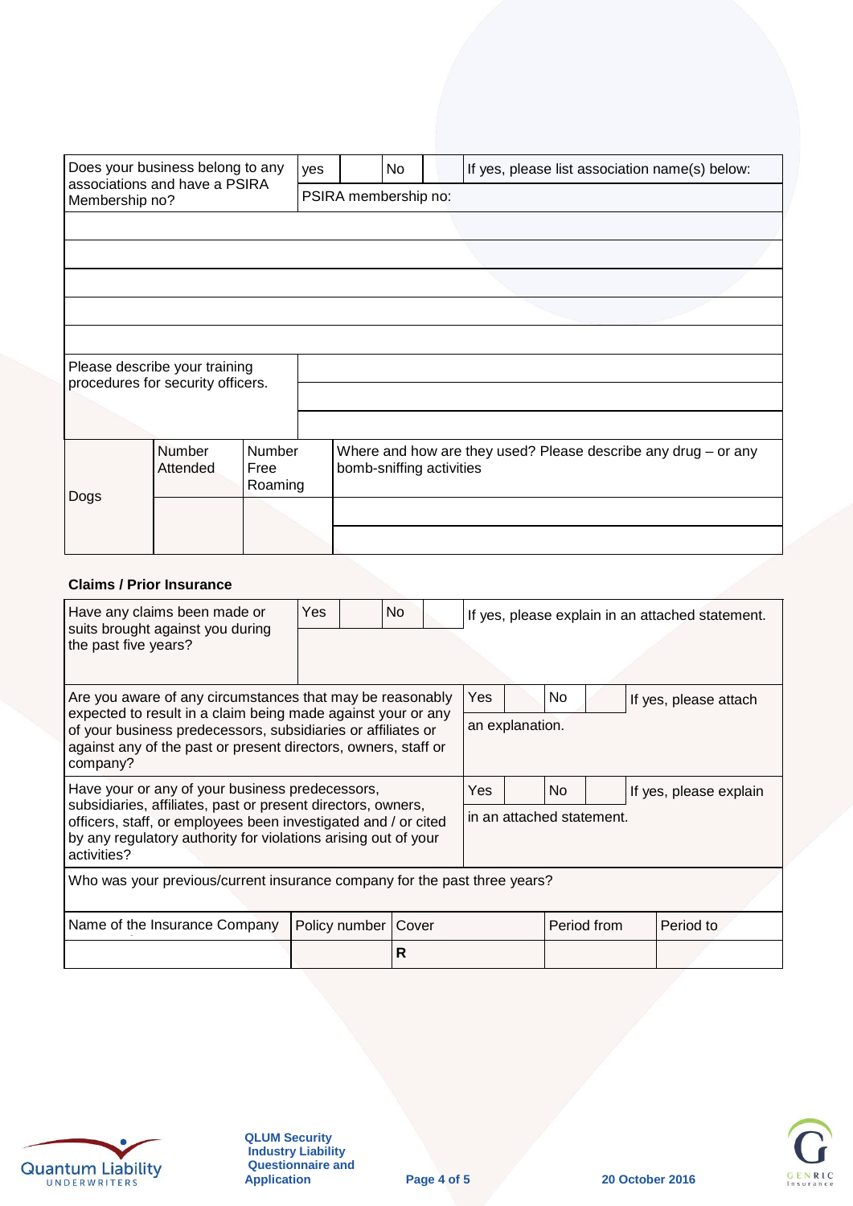| Does your business belong to any associations and have a PSIRA Membership no? | yes | | No | | If yes, please list association name(s) below: |
|---|---|---|---|---|---|
| | PSIRA membership no: | | | | |
| | | | | | |
| | | | | | |
| | | | | | |
| | | | | | |
| | | | | | |

| Please describe your training procedures for security officers. | |
|---|---|
| | |
| | |

| Dogs | Number Attended | Number Free Roaming | Where and how are they used? Please describe any drug – or any bomb-sniffing activities |
|---|---|---|---|
| | | | |
| | | | |

**Claims / Prior Insurance**

| Have any claims been made or suits brought against you during the past five years? | Yes | | No | | If yes, please explain in an attached statement. |
|---|---|---|---|---|---|

| Are you aware of any circumstances that may be reasonably expected to result in a claim being made against your or any of your business predecessors, subsidiaries or affiliates or against any of the past or present directors, owners, staff or company? | Yes | | No | | If yes, please attach an explanation. |
|---|---|---|---|---|---|
| Have your or any of your business predecessors, subsidiaries, affiliates, past or present directors, owners, officers, staff, or employees been investigated and / or cited by any regulatory authority for violations arising out of your activities? | Yes | | No | | If yes, please explain in an attached statement. |

Who was your previous/current insurance company for the past three years?

| Name of the Insurance Company | Policy number | Cover | Period from | Period to |
|---|---|---|---|---|
| | | R | | |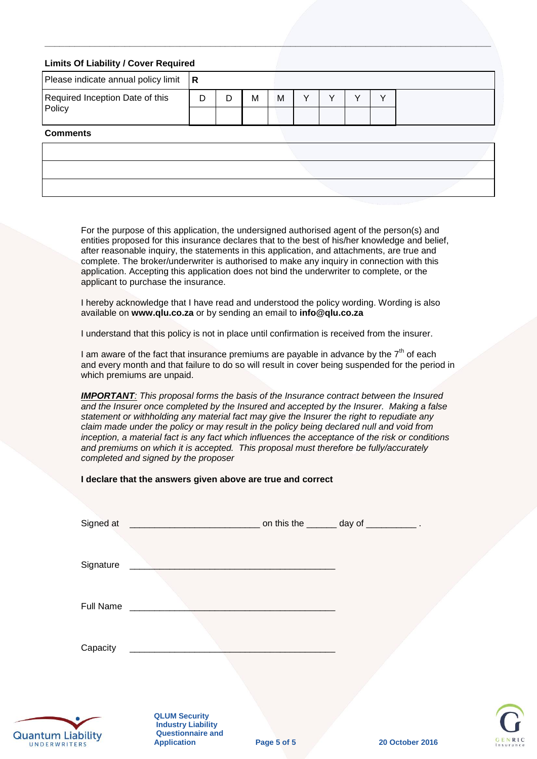**Limits Of Liability / Cover Required**

| | | | | | | | | | |
|---|---|---|---|---|---|---|---|---|---|
| Please indicate annual policy limit | R | | | | | | | | |
| Required Inception Date of this Policy | D | D | M | M | Y | Y | Y | Y | |
| | | | | | | | | | |

**Comments**

| |
|---|
| |
| |
| |

For the purpose of this application, the undersigned authorised agent of the person(s) and entities proposed for this insurance declares that to the best of his/her knowledge and belief, after reasonable inquiry, the statements in this application, and attachments, are true and complete. The broker/underwriter is authorised to make any inquiry in connection with this application. Accepting this application does not bind the underwriter to complete, or the applicant to purchase the insurance.

I hereby acknowledge that I have read and understood the policy wording. Wording is also available on **www.qlu.co.za** or by sending an email to **info@qlu.co.za**

I understand that this policy is not in place until confirmation is received from the insurer.

I am aware of the fact that insurance premiums are payable in advance by the 7th of each and every month and that failure to do so will result in cover being suspended for the period in which premiums are unpaid.

***IMPORTANT**: This proposal forms the basis of the Insurance contract between the Insured and the Insurer once completed by the Insured and accepted by the Insurer. Making a false statement or withholding any material fact may give the Insurer the right to repudiate any claim made under the policy or may result in the policy being declared null and void from inception, a material fact is any fact which influences the acceptance of the risk or conditions and premiums on which it is accepted. This proposal must therefore be fully/accurately completed and signed by the proposer*

**I declare that the answers given above are true and correct**

Signed at __________________________ on this the ______ day of __________ .

Signature __________________________________________

Full Name __________________________________________

Capacity __________________________________________